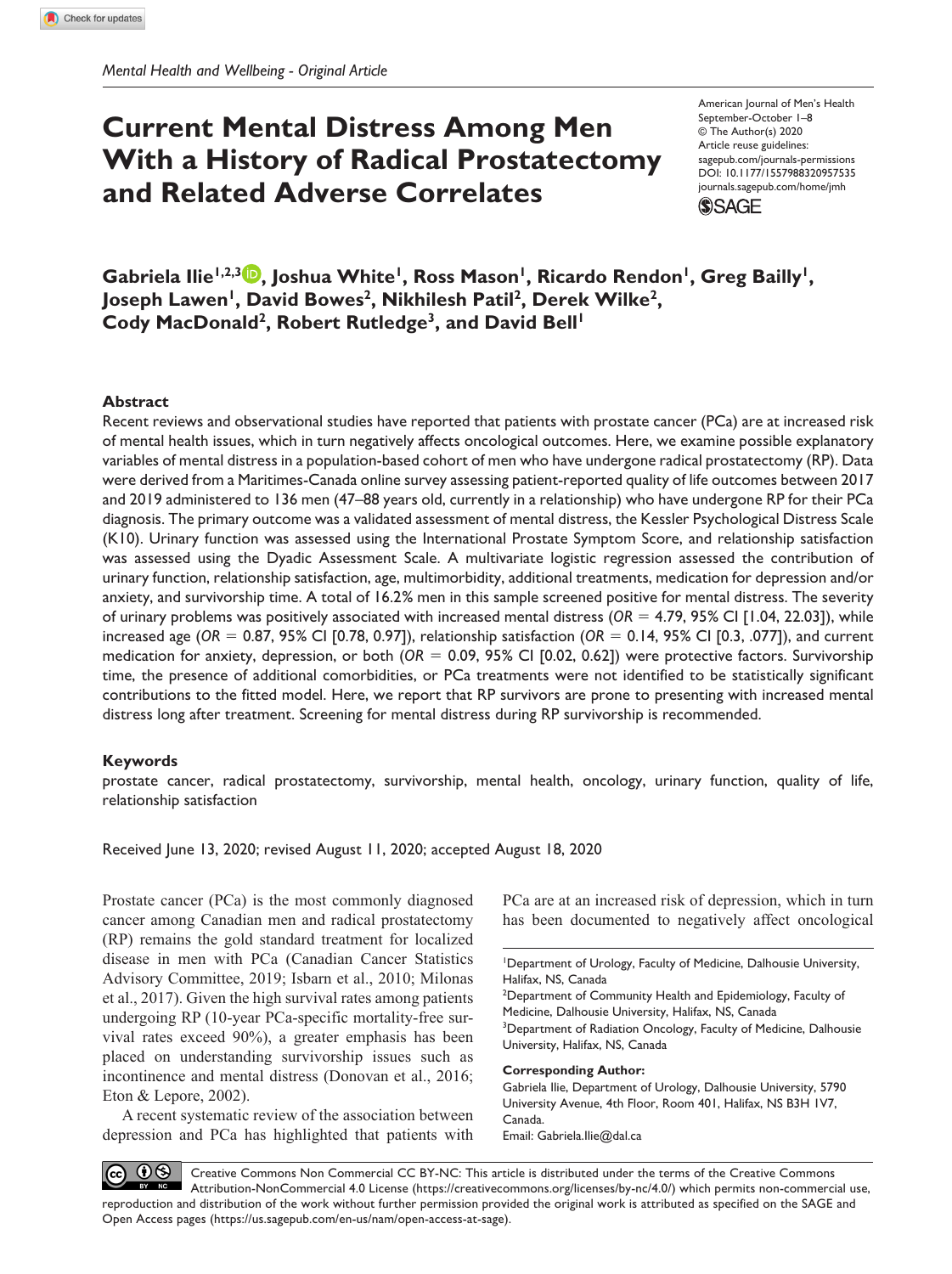*Mental Health and Wellbeing - Original Article*

# Current Mental Distress Among Men With a History of Radical Prostatectomy and Related Adverse Correlates

American Journal of Men's Health
September-October 1–8
© The Author(s) 2020
Article reuse guidelines:
sagepub.com/journals-permissions
DOI: 10.1177/1557988320957535
journals.sagepub.com/home/jmh

**Gabriela Ilie[1,2,3], Joshua White[1], Ross Mason[1], Ricardo Rendon[1], Greg Bailly[1], Joseph Lawen[1], David Bowes[2], Nikhilesh Patil[2], Derek Wilke[2], Cody MacDonald[2], Robert Rutledge[3], and David Bell[1]**

## Abstract

Recent reviews and observational studies have reported that patients with prostate cancer (PCa) are at increased risk of mental health issues, which in turn negatively affects oncological outcomes. Here, we examine possible explanatory variables of mental distress in a population-based cohort of men who have undergone radical prostatectomy (RP). Data were derived from a Maritimes-Canada online survey assessing patient-reported quality of life outcomes between 2017 and 2019 administered to 136 men (47–88 years old, currently in a relationship) who have undergone RP for their PCa diagnosis. The primary outcome was a validated assessment of mental distress, the Kessler Psychological Distress Scale (K10). Urinary function was assessed using the International Prostate Symptom Score, and relationship satisfaction was assessed using the Dyadic Assessment Scale. A multivariate logistic regression assessed the contribution of urinary function, relationship satisfaction, age, multimorbidity, additional treatments, medication for depression and/or anxiety, and survivorship time. A total of 16.2% men in this sample screened positive for mental distress. The severity of urinary problems was positively associated with increased mental distress ($OR$ = 4.79, 95% CI [1.04, 22.03]), while increased age ($OR$ = 0.87, 95% CI [0.78, 0.97]), relationship satisfaction ($OR$ = 0.14, 95% CI [0.3, .077]), and current medication for anxiety, depression, or both ($OR$ = 0.09, 95% CI [0.02, 0.62]) were protective factors. Survivorship time, the presence of additional comorbidities, or PCa treatments were not identified to be statistically significant contributions to the fitted model. Here, we report that RP survivors are prone to presenting with increased mental distress long after treatment. Screening for mental distress during RP survivorship is recommended.

### Keywords

prostate cancer, radical prostatectomy, survivorship, mental health, oncology, urinary function, quality of life, relationship satisfaction

Received June 13, 2020; revised August 11, 2020; accepted August 18, 2020

Prostate cancer (PCa) is the most commonly diagnosed cancer among Canadian men and radical prostatectomy (RP) remains the gold standard treatment for localized disease in men with PCa (Canadian Cancer Statistics Advisory Committee, 2019; Isbarn et al., 2010; Milonas et al., 2017). Given the high survival rates among patients undergoing RP (10-year PCa-specific mortality-free survival rates exceed 90%), a greater emphasis has been placed on understanding survivorship issues such as incontinence and mental distress (Donovan et al., 2016; Eton & Lepore, 2002).

A recent systematic review of the association between depression and PCa has highlighted that patients with PCa are at an increased risk of depression, which in turn has been documented to negatively affect oncological

[1]Department of Urology, Faculty of Medicine, Dalhousie University, Halifax, NS, Canada
[2]Department of Community Health and Epidemiology, Faculty of Medicine, Dalhousie University, Halifax, NS, Canada
[3]Department of Radiation Oncology, Faculty of Medicine, Dalhousie University, Halifax, NS, Canada

**Corresponding Author:**
Gabriela Ilie, Department of Urology, Dalhousie University, 5790 University Avenue, 4th Floor, Room 401, Halifax, NS B3H 1V7, Canada.
Email: Gabriela.Ilie@dal.ca

Creative Commons Non Commercial CC BY-NC: This article is distributed under the terms of the Creative Commons Attribution-NonCommercial 4.0 License (https://creativecommons.org/licenses/by-nc/4.0/) which permits non-commercial use, reproduction and distribution of the work without further permission provided the original work is attributed as specified on the SAGE and Open Access pages (https://us.sagepub.com/en-us/nam/open-access-at-sage).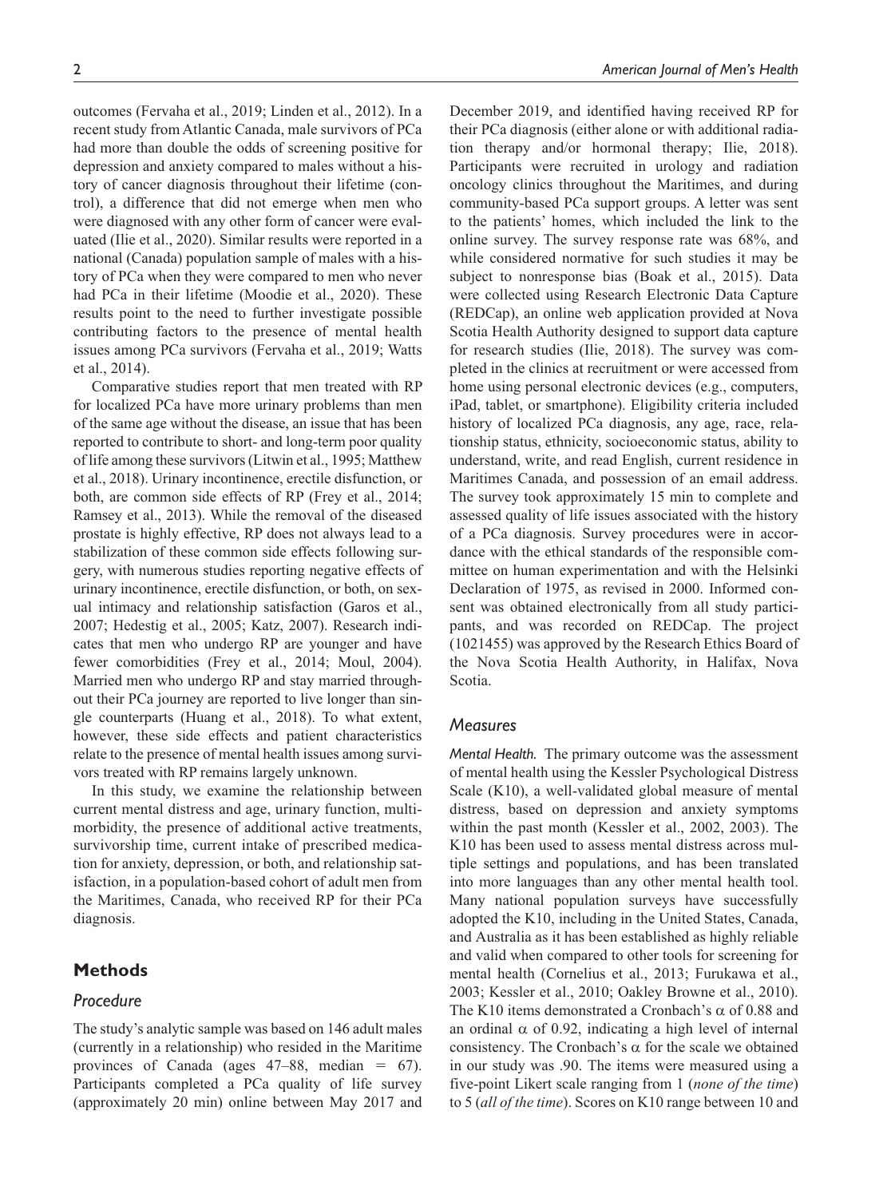outcomes (Fervaha et al., 2019; Linden et al., 2012). In a recent study from Atlantic Canada, male survivors of PCa had more than double the odds of screening positive for depression and anxiety compared to males without a history of cancer diagnosis throughout their lifetime (control), a difference that did not emerge when men who were diagnosed with any other form of cancer were evaluated (Ilie et al., 2020). Similar results were reported in a national (Canada) population sample of males with a history of PCa when they were compared to men who never had PCa in their lifetime (Moodie et al., 2020). These results point to the need to further investigate possible contributing factors to the presence of mental health issues among PCa survivors (Fervaha et al., 2019; Watts et al., 2014).

Comparative studies report that men treated with RP for localized PCa have more urinary problems than men of the same age without the disease, an issue that has been reported to contribute to short- and long-term poor quality of life among these survivors (Litwin et al., 1995; Matthew et al., 2018). Urinary incontinence, erectile disfunction, or both, are common side effects of RP (Frey et al., 2014; Ramsey et al., 2013). While the removal of the diseased prostate is highly effective, RP does not always lead to a stabilization of these common side effects following surgery, with numerous studies reporting negative effects of urinary incontinence, erectile disfunction, or both, on sexual intimacy and relationship satisfaction (Garos et al., 2007; Hedestig et al., 2005; Katz, 2007). Research indicates that men who undergo RP are younger and have fewer comorbidities (Frey et al., 2014; Moul, 2004). Married men who undergo RP and stay married throughout their PCa journey are reported to live longer than single counterparts (Huang et al., 2018). To what extent, however, these side effects and patient characteristics relate to the presence of mental health issues among survivors treated with RP remains largely unknown.

In this study, we examine the relationship between current mental distress and age, urinary function, multimorbidity, the presence of additional active treatments, survivorship time, current intake of prescribed medication for anxiety, depression, or both, and relationship satisfaction, in a population-based cohort of adult men from the Maritimes, Canada, who received RP for their PCa diagnosis.

## Methods

### Procedure

The study's analytic sample was based on 146 adult males (currently in a relationship) who resided in the Maritime provinces of Canada (ages 47–88, median = 67). Participants completed a PCa quality of life survey (approximately 20 min) online between May 2017 and December 2019, and identified having received RP for their PCa diagnosis (either alone or with additional radiation therapy and/or hormonal therapy; Ilie, 2018). Participants were recruited in urology and radiation oncology clinics throughout the Maritimes, and during community-based PCa support groups. A letter was sent to the patients' homes, which included the link to the online survey. The survey response rate was 68%, and while considered normative for such studies it may be subject to nonresponse bias (Boak et al., 2015). Data were collected using Research Electronic Data Capture (REDCap), an online web application provided at Nova Scotia Health Authority designed to support data capture for research studies (Ilie, 2018). The survey was completed in the clinics at recruitment or were accessed from home using personal electronic devices (e.g., computers, iPad, tablet, or smartphone). Eligibility criteria included history of localized PCa diagnosis, any age, race, relationship status, ethnicity, socioeconomic status, ability to understand, write, and read English, current residence in Maritimes Canada, and possession of an email address. The survey took approximately 15 min to complete and assessed quality of life issues associated with the history of a PCa diagnosis. Survey procedures were in accordance with the ethical standards of the responsible committee on human experimentation and with the Helsinki Declaration of 1975, as revised in 2000. Informed consent was obtained electronically from all study participants, and was recorded on REDCap. The project (1021455) was approved by the Research Ethics Board of the Nova Scotia Health Authority, in Halifax, Nova Scotia.

### Measures

*Mental Health.* The primary outcome was the assessment of mental health using the Kessler Psychological Distress Scale (K10), a well-validated global measure of mental distress, based on depression and anxiety symptoms within the past month (Kessler et al., 2002, 2003). The K10 has been used to assess mental distress across multiple settings and populations, and has been translated into more languages than any other mental health tool. Many national population surveys have successfully adopted the K10, including in the United States, Canada, and Australia as it has been established as highly reliable and valid when compared to other tools for screening for mental health (Cornelius et al., 2013; Furukawa et al., 2003; Kessler et al., 2010; Oakley Browne et al., 2010). The K10 items demonstrated a Cronbach's $\alpha$ of 0.88 and an ordinal $\alpha$ of 0.92, indicating a high level of internal consistency. The Cronbach's $\alpha$ for the scale we obtained in our study was .90. The items were measured using a five-point Likert scale ranging from 1 (*none of the time*) to 5 (*all of the time*). Scores on K10 range between 10 and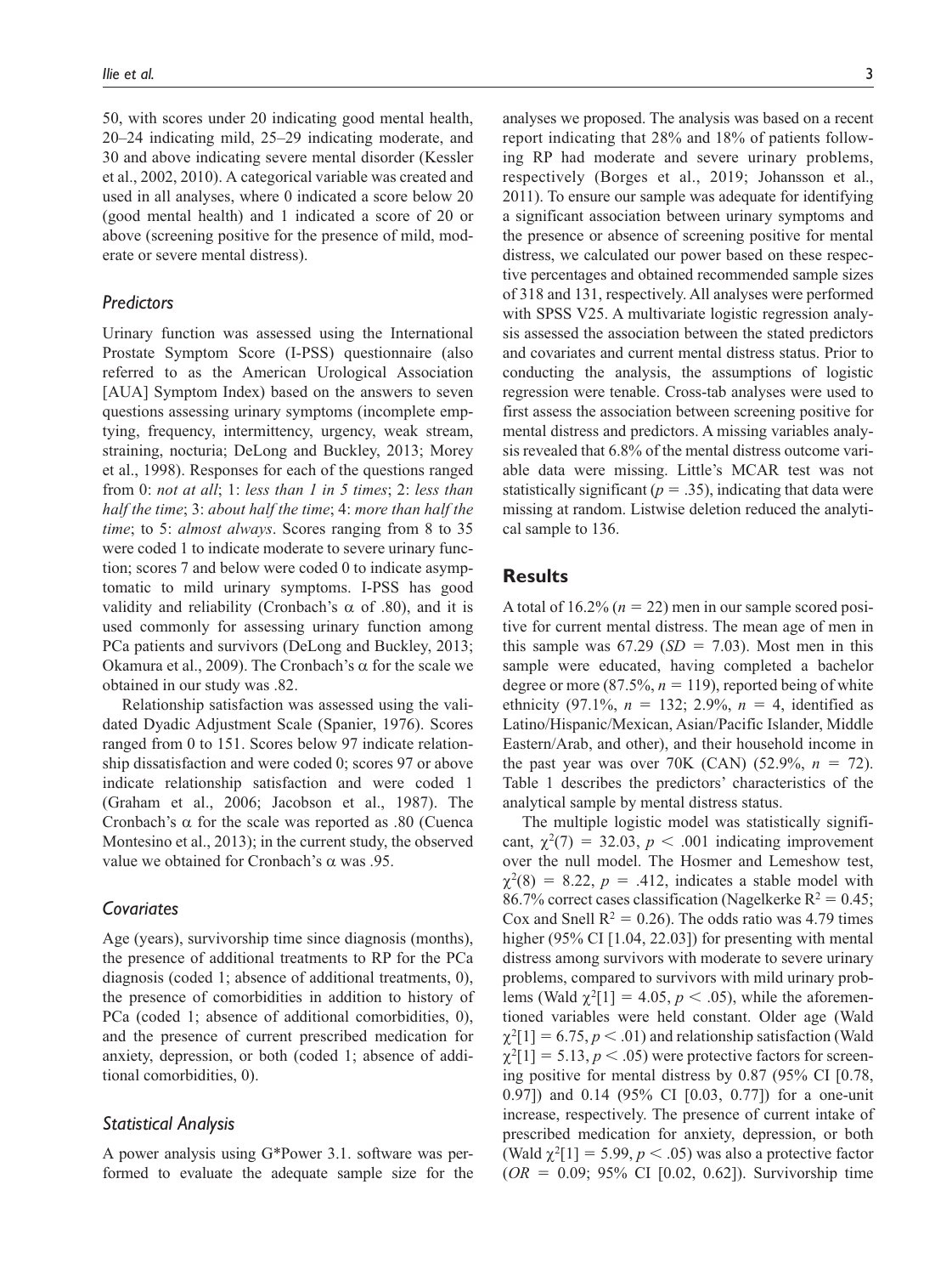50, with scores under 20 indicating good mental health, 20–24 indicating mild, 25–29 indicating moderate, and 30 and above indicating severe mental disorder (Kessler et al., 2002, 2010). A categorical variable was created and used in all analyses, where 0 indicated a score below 20 (good mental health) and 1 indicated a score of 20 or above (screening positive for the presence of mild, moderate or severe mental distress).

### *Predictors*

Urinary function was assessed using the International Prostate Symptom Score (I-PSS) questionnaire (also referred to as the American Urological Association [AUA] Symptom Index) based on the answers to seven questions assessing urinary symptoms (incomplete emptying, frequency, intermittency, urgency, weak stream, straining, nocturia; DeLong and Buckley, 2013; Morey et al., 1998). Responses for each of the questions ranged from 0: *not at all*; 1: *less than 1 in 5 times*; 2: *less than half the time*; 3: *about half the time*; 4: *more than half the time*; to 5: *almost always*. Scores ranging from 8 to 35 were coded 1 to indicate moderate to severe urinary function; scores 7 and below were coded 0 to indicate asymptomatic to mild urinary symptoms. I-PSS has good validity and reliability (Cronbach's $\alpha$ of .80), and it is used commonly for assessing urinary function among PCa patients and survivors (DeLong and Buckley, 2013; Okamura et al., 2009). The Cronbach's $\alpha$ for the scale we obtained in our study was .82.

Relationship satisfaction was assessed using the validated Dyadic Adjustment Scale (Spanier, 1976). Scores ranged from 0 to 151. Scores below 97 indicate relationship dissatisfaction and were coded 0; scores 97 or above indicate relationship satisfaction and were coded 1 (Graham et al., 2006; Jacobson et al., 1987). The Cronbach's $\alpha$ for the scale was reported as .80 (Cuenca Montesino et al., 2013); in the current study, the observed value we obtained for Cronbach's $\alpha$ was .95.

### *Covariates*

Age (years), survivorship time since diagnosis (months), the presence of additional treatments to RP for the PCa diagnosis (coded 1; absence of additional treatments, 0), the presence of comorbidities in addition to history of PCa (coded 1; absence of additional comorbidities, 0), and the presence of current prescribed medication for anxiety, depression, or both (coded 1; absence of additional comorbidities, 0).

### *Statistical Analysis*

A power analysis using G*Power 3.1. software was performed to evaluate the adequate sample size for the analyses we proposed. The analysis was based on a recent report indicating that 28% and 18% of patients following RP had moderate and severe urinary problems, respectively (Borges et al., 2019; Johansson et al., 2011). To ensure our sample was adequate for identifying a significant association between urinary symptoms and the presence or absence of screening positive for mental distress, we calculated our power based on these respective percentages and obtained recommended sample sizes of 318 and 131, respectively. All analyses were performed with SPSS V25. A multivariate logistic regression analysis assessed the association between the stated predictors and covariates and current mental distress status. Prior to conducting the analysis, the assumptions of logistic regression were tenable. Cross-tab analyses were used to first assess the association between screening positive for mental distress and predictors. A missing variables analysis revealed that 6.8% of the mental distress outcome variable data were missing. Little's MCAR test was not statistically significant ($p = .35$), indicating that data were missing at random. Listwise deletion reduced the analytical sample to 136.

## **Results**

A total of 16.2% ($n = 22$) men in our sample scored positive for current mental distress. The mean age of men in this sample was 67.29 ($SD = 7.03$). Most men in this sample were educated, having completed a bachelor degree or more (87.5%, $n = 119$), reported being of white ethnicity (97.1%, $n = 132$; 2.9%, $n = 4$, identified as Latino/Hispanic/Mexican, Asian/Pacific Islander, Middle Eastern/Arab, and other), and their household income in the past year was over 70K (CAN) (52.9%, $n = 72$). Table 1 describes the predictors' characteristics of the analytical sample by mental distress status.

The multiple logistic model was statistically significant, $\chi^2(7) = 32.03$, $p < .001$ indicating improvement over the null model. The Hosmer and Lemeshow test, $\chi^2(8) = 8.22$, $p = .412$, indicates a stable model with 86.7% correct cases classification (Nagelkerke $R^2 = 0.45$; Cox and Snell $R^2 = 0.26$). The odds ratio was 4.79 times higher (95% CI [1.04, 22.03]) for presenting with mental distress among survivors with moderate to severe urinary problems, compared to survivors with mild urinary problems (Wald $\chi^2[1] = 4.05$, $p < .05$), while the aforementioned variables were held constant. Older age (Wald $\chi^2[1] = 6.75$, $p < .01$) and relationship satisfaction (Wald $\chi^2[1] = 5.13$, $p < .05$) were protective factors for screening positive for mental distress by 0.87 (95% CI [0.78, 0.97]) and 0.14 (95% CI [0.03, 0.77]) for a one-unit increase, respectively. The presence of current intake of prescribed medication for anxiety, depression, or both (Wald $\chi^2[1] = 5.99$, $p < .05$) was also a protective factor ($OR = 0.09$; 95% CI [0.02, 0.62]). Survivorship time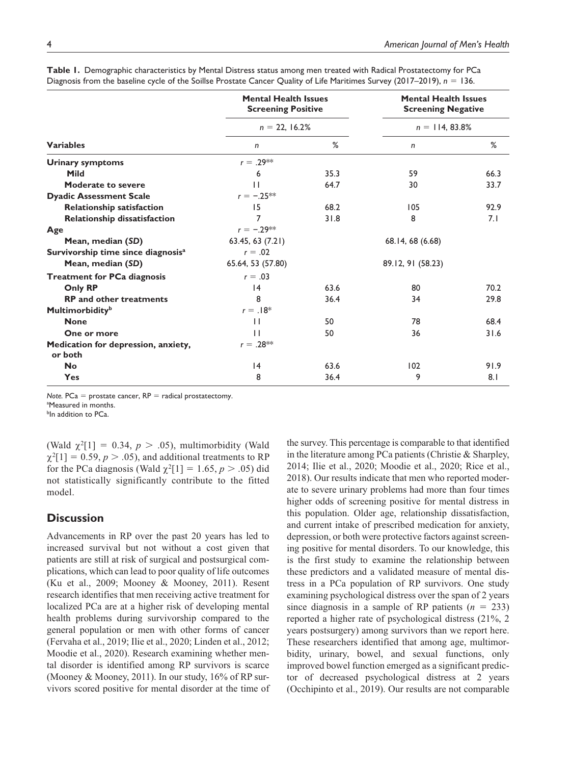**Table 1.** Demographic characteristics by Mental Distress status among men treated with Radical Prostatectomy for PCa Diagnosis from the baseline cycle of the Soillse Prostate Cancer Quality of Life Maritimes Survey (2017–2019), $n$ = 136.

| Variables | Mental Health Issues Screening Positive | | Mental Health Issues Screening Negative | |
|---|---|---|---|---|
| | $n$ = 22, 16.2% | | $n$ = 114, 83.8% | |
| | $n$ | % | $n$ | % |
| **Urinary symptoms** | $r$ = .29** | | | |
| **Mild** | 6 | 35.3 | 59 | 66.3 |
| **Moderate to severe** | 11 | 64.7 | 30 | 33.7 |
| **Dyadic Assessment Scale** | $r$ = −.25** | | | |
| **Relationship satisfaction** | 15 | 68.2 | 105 | 92.9 |
| **Relationship dissatisfaction** | 7 | 31.8 | 8 | 7.1 |
| **Age** | $r$ = −.29** | | | |
| **Mean, median (*SD*)** | 63.45, 63 (7.21) | | 68.14, 68 (6.68) | |
| **Survivorship time since diagnosis**[a] | $r$ = .02 | | | |
| **Mean, median (*SD*)** | 65.64, 53 (57.80) | | 89.12, 91 (58.23) | |
| **Treatment for PCa diagnosis** | $r$ = .03 | | | |
| **Only RP** | 14 | 63.6 | 80 | 70.2 |
| **RP and other treatments** | 8 | 36.4 | 34 | 29.8 |
| **Multimorbidity**[b] | $r$ = .18* | | | |
| **None** | 11 | 50 | 78 | 68.4 |
| **One or more** | 11 | 50 | 36 | 31.6 |
| **Medication for depression, anxiety, or both** | $r$ = .28** | | | |
| **No** | 14 | 63.6 | 102 | 91.9 |
| **Yes** | 8 | 36.4 | 9 | 8.1 |

*Note.* PCa = prostate cancer, RP = radical prostatectomy.
[a]Measured in months.
[b]In addition to PCa.

(Wald $\chi^2[1] = 0.34$, $p > .05$), multimorbidity (Wald $\chi^2[1] = 0.59$, $p > .05$), and additional treatments to RP for the PCa diagnosis (Wald $\chi^2[1] = 1.65$, $p > .05$) did not statistically significantly contribute to the fitted model.

## Discussion

Advancements in RP over the past 20 years has led to increased survival but not without a cost given that patients are still at risk of surgical and postsurgical complications, which can lead to poor quality of life outcomes (Ku et al., 2009; Mooney & Mooney, 2011). Resent research identifies that men receiving active treatment for localized PCa are at a higher risk of developing mental health problems during survivorship compared to the general population or men with other forms of cancer (Fervaha et al., 2019; Ilie et al., 2020; Linden et al., 2012; Moodie et al., 2020). Research examining whether mental disorder is identified among RP survivors is scarce (Mooney & Mooney, 2011). In our study, 16% of RP survivors scored positive for mental disorder at the time of the survey. This percentage is comparable to that identified in the literature among PCa patients (Christie & Sharpley, 2014; Ilie et al., 2020; Moodie et al., 2020; Rice et al., 2018). Our results indicate that men who reported moderate to severe urinary problems had more than four times higher odds of screening positive for mental distress in this population. Older age, relationship dissatisfaction, and current intake of prescribed medication for anxiety, depression, or both were protective factors against screening positive for mental disorders. To our knowledge, this is the first study to examine the relationship between these predictors and a validated measure of mental distress in a PCa population of RP survivors. One study examining psychological distress over the span of 2 years since diagnosis in a sample of RP patients ($n$ = 233) reported a higher rate of psychological distress (21%, 2 years postsurgery) among survivors than we report here. These researchers identified that among age, multimorbidity, urinary, bowel, and sexual functions, only improved bowel function emerged as a significant predictor of decreased psychological distress at 2 years (Occhipinto et al., 2019). Our results are not comparable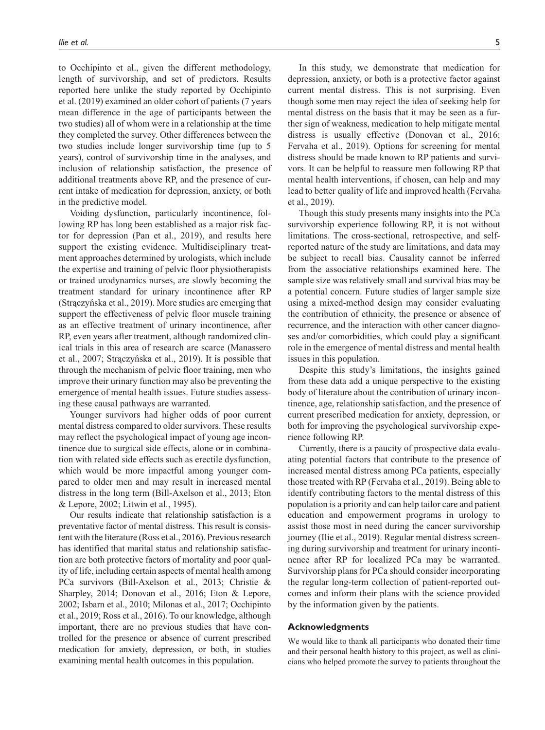to Occhipinto et al., given the different methodology, length of survivorship, and set of predictors. Results reported here unlike the study reported by Occhipinto et al. (2019) examined an older cohort of patients (7 years mean difference in the age of participants between the two studies) all of whom were in a relationship at the time they completed the survey. Other differences between the two studies include longer survivorship time (up to 5 years), control of survivorship time in the analyses, and inclusion of relationship satisfaction, the presence of additional treatments above RP, and the presence of current intake of medication for depression, anxiety, or both in the predictive model.

Voiding dysfunction, particularly incontinence, following RP has long been established as a major risk factor for depression (Pan et al., 2019), and results here support the existing evidence. Multidisciplinary treatment approaches determined by urologists, which include the expertise and training of pelvic floor physiotherapists or trained urodynamics nurses, are slowly becoming the treatment standard for urinary incontinence after RP (Strączyńska et al., 2019). More studies are emerging that support the effectiveness of pelvic floor muscle training as an effective treatment of urinary incontinence, after RP, even years after treatment, although randomized clinical trials in this area of research are scarce (Manassero et al., 2007; Strączyńska et al., 2019). It is possible that through the mechanism of pelvic floor training, men who improve their urinary function may also be preventing the emergence of mental health issues. Future studies assessing these causal pathways are warranted.

Younger survivors had higher odds of poor current mental distress compared to older survivors. These results may reflect the psychological impact of young age incontinence due to surgical side effects, alone or in combination with related side effects such as erectile dysfunction, which would be more impactful among younger compared to older men and may result in increased mental distress in the long term (Bill-Axelson et al., 2013; Eton & Lepore, 2002; Litwin et al., 1995).

Our results indicate that relationship satisfaction is a preventative factor of mental distress. This result is consistent with the literature (Ross et al., 2016). Previous research has identified that marital status and relationship satisfaction are both protective factors of mortality and poor quality of life, including certain aspects of mental health among PCa survivors (Bill-Axelson et al., 2013; Christie & Sharpley, 2014; Donovan et al., 2016; Eton & Lepore, 2002; Isbarn et al., 2010; Milonas et al., 2017; Occhipinto et al., 2019; Ross et al., 2016). To our knowledge, although important, there are no previous studies that have controlled for the presence or absence of current prescribed medication for anxiety, depression, or both, in studies examining mental health outcomes in this population.

In this study, we demonstrate that medication for depression, anxiety, or both is a protective factor against current mental distress. This is not surprising. Even though some men may reject the idea of seeking help for mental distress on the basis that it may be seen as a further sign of weakness, medication to help mitigate mental distress is usually effective (Donovan et al., 2016; Fervaha et al., 2019). Options for screening for mental distress should be made known to RP patients and survivors. It can be helpful to reassure men following RP that mental health interventions, if chosen, can help and may lead to better quality of life and improved health (Fervaha et al., 2019).

Though this study presents many insights into the PCa survivorship experience following RP, it is not without limitations. The cross-sectional, retrospective, and self-reported nature of the study are limitations, and data may be subject to recall bias. Causality cannot be inferred from the associative relationships examined here. The sample size was relatively small and survival bias may be a potential concern. Future studies of larger sample size using a mixed-method design may consider evaluating the contribution of ethnicity, the presence or absence of recurrence, and the interaction with other cancer diagnoses and/or comorbidities, which could play a significant role in the emergence of mental distress and mental health issues in this population.

Despite this study's limitations, the insights gained from these data add a unique perspective to the existing body of literature about the contribution of urinary incontinence, age, relationship satisfaction, and the presence of current prescribed medication for anxiety, depression, or both for improving the psychological survivorship experience following RP.

Currently, there is a paucity of prospective data evaluating potential factors that contribute to the presence of increased mental distress among PCa patients, especially those treated with RP (Fervaha et al., 2019). Being able to identify contributing factors to the mental distress of this population is a priority and can help tailor care and patient education and empowerment programs in urology to assist those most in need during the cancer survivorship journey (Ilie et al., 2019). Regular mental distress screening during survivorship and treatment for urinary incontinence after RP for localized PCa may be warranted. Survivorship plans for PCa should consider incorporating the regular long-term collection of patient-reported outcomes and inform their plans with the science provided by the information given by the patients.

## Acknowledgments

We would like to thank all participants who donated their time and their personal health history to this project, as well as clinicians who helped promote the survey to patients throughout the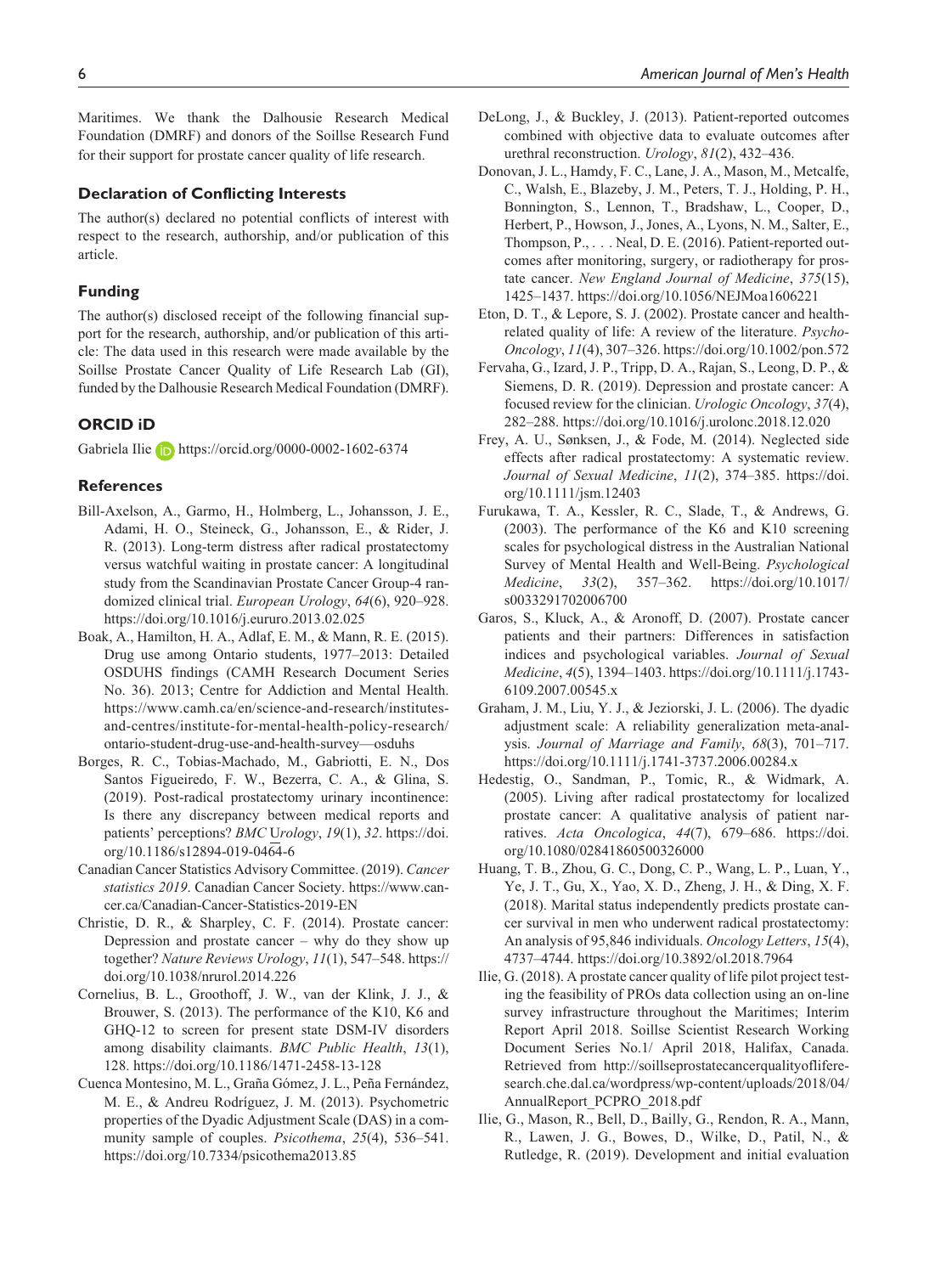Maritimes. We thank the Dalhousie Research Medical Foundation (DMRF) and donors of the Soillse Research Fund for their support for prostate cancer quality of life research.

### Declaration of Conflicting Interests

The author(s) declared no potential conflicts of interest with respect to the research, authorship, and/or publication of this article.

### Funding

The author(s) disclosed receipt of the following financial support for the research, authorship, and/or publication of this article: The data used in this research were made available by the Soillse Prostate Cancer Quality of Life Research Lab (GI), funded by the Dalhousie Research Medical Foundation (DMRF).

### ORCID iD

Gabriela Ilie https://orcid.org/0000-0002-1602-6374

### References

Bill-Axelson, A., Garmo, H., Holmberg, L., Johansson, J. E., Adami, H. O., Steineck, G., Johansson, E., & Rider, J. R. (2013). Long-term distress after radical prostatectomy versus watchful waiting in prostate cancer: A longitudinal study from the Scandinavian Prostate Cancer Group-4 randomized clinical trial. *European Urology*, *64*(6), 920–928. https://doi.org/10.1016/j.eururo.2013.02.025

Boak, A., Hamilton, H. A., Adlaf, E. M., & Mann, R. E. (2015). Drug use among Ontario students, 1977–2013: Detailed OSDUHS findings (CAMH Research Document Series No. 36). 2013; Centre for Addiction and Mental Health. https://www.camh.ca/en/science-and-research/institutes-and-centres/institute-for-mental-health-policy-research/ontario-student-drug-use-and-health-survey—osduhs

Borges, R. C., Tobias-Machado, M., Gabriotti, E. N., Dos Santos Figueiredo, F. W., Bezerra, C. A., & Glina, S. (2019). Post-radical prostatectomy urinary incontinence: Is there any discrepancy between medical reports and patients' perceptions? *BMC Urology*, *19*(1), *32*. https://doi.org/10.1186/s12894-019-0464-6

Canadian Cancer Statistics Advisory Committee. (2019). *Cancer statistics 2019*. Canadian Cancer Society. https://www.cancer.ca/Canadian-Cancer-Statistics-2019-EN

Christie, D. R., & Sharpley, C. F. (2014). Prostate cancer: Depression and prostate cancer – why do they show up together? *Nature Reviews Urology*, *11*(1), 547–548. https://doi.org/10.1038/nrurol.2014.226

Cornelius, B. L., Groothoff, J. W., van der Klink, J. J., & Brouwer, S. (2013). The performance of the K10, K6 and GHQ-12 to screen for present state DSM-IV disorders among disability claimants. *BMC Public Health*, *13*(1), 128. https://doi.org/10.1186/1471-2458-13-128

Cuenca Montesino, M. L., Graña Gómez, J. L., Peña Fernández, M. E., & Andreu Rodríguez, J. M. (2013). Psychometric properties of the Dyadic Adjustment Scale (DAS) in a community sample of couples. *Psicothema*, *25*(4), 536–541. https://doi.org/10.7334/psicothema2013.85

DeLong, J., & Buckley, J. (2013). Patient-reported outcomes combined with objective data to evaluate outcomes after urethral reconstruction. *Urology*, *81*(2), 432–436.

Donovan, J. L., Hamdy, F. C., Lane, J. A., Mason, M., Metcalfe, C., Walsh, E., Blazeby, J. M., Peters, T. J., Holding, P. H., Bonnington, S., Lennon, T., Bradshaw, L., Cooper, D., Herbert, P., Howson, J., Jones, A., Lyons, N. M., Salter, E., Thompson, P., . . . Neal, D. E. (2016). Patient-reported outcomes after monitoring, surgery, or radiotherapy for prostate cancer. *New England Journal of Medicine*, *375*(15), 1425–1437. https://doi.org/10.1056/NEJMoa1606221

Eton, D. T., & Lepore, S. J. (2002). Prostate cancer and health-related quality of life: A review of the literature. *Psycho-Oncology*, *11*(4), 307–326. https://doi.org/10.1002/pon.572

Fervaha, G., Izard, J. P., Tripp, D. A., Rajan, S., Leong, D. P., & Siemens, D. R. (2019). Depression and prostate cancer: A focused review for the clinician. *Urologic Oncology*, *37*(4), 282–288. https://doi.org/10.1016/j.urolonc.2018.12.020

Frey, A. U., Sønksen, J., & Fode, M. (2014). Neglected side effects after radical prostatectomy: A systematic review. *Journal of Sexual Medicine*, *11*(2), 374–385. https://doi.org/10.1111/jsm.12403

Furukawa, T. A., Kessler, R. C., Slade, T., & Andrews, G. (2003). The performance of the K6 and K10 screening scales for psychological distress in the Australian National Survey of Mental Health and Well-Being. *Psychological Medicine*, *33*(2), 357–362. https://doi.org/10.1017/s0033291702006700

Garos, S., Kluck, A., & Aronoff, D. (2007). Prostate cancer patients and their partners: Differences in satisfaction indices and psychological variables. *Journal of Sexual Medicine*, *4*(5), 1394–1403. https://doi.org/10.1111/j.1743-6109.2007.00545.x

Graham, J. M., Liu, Y. J., & Jeziorski, J. L. (2006). The dyadic adjustment scale: A reliability generalization meta-analysis. *Journal of Marriage and Family*, *68*(3), 701–717. https://doi.org/10.1111/j.1741-3737.2006.00284.x

Hedestig, O., Sandman, P., Tomic, R., & Widmark, A. (2005). Living after radical prostatectomy for localized prostate cancer: A qualitative analysis of patient narratives. *Acta Oncologica*, *44*(7), 679–686. https://doi.org/10.1080/02841860500326000

Huang, T. B., Zhou, G. C., Dong, C. P., Wang, L. P., Luan, Y., Ye, J. T., Gu, X., Yao, X. D., Zheng, J. H., & Ding, X. F. (2018). Marital status independently predicts prostate cancer survival in men who underwent radical prostatectomy: An analysis of 95,846 individuals. *Oncology Letters*, *15*(4), 4737–4744. https://doi.org/10.3892/ol.2018.7964

Ilie, G. (2018). A prostate cancer quality of life pilot project testing the feasibility of PROs data collection using an on-line survey infrastructure throughout the Maritimes; Interim Report April 2018. Soillse Scientist Research Working Document Series No.1/ April 2018, Halifax, Canada. Retrieved from http://soillseprostatecancerqualityofliferesearch.che.dal.ca/wordpress/wp-content/uploads/2018/04/AnnualReport_PCPRO_2018.pdf

Ilie, G., Mason, R., Bell, D., Bailly, G., Rendon, R. A., Mann, R., Lawen, J. G., Bowes, D., Wilke, D., Patil, N., & Rutledge, R. (2019). Development and initial evaluation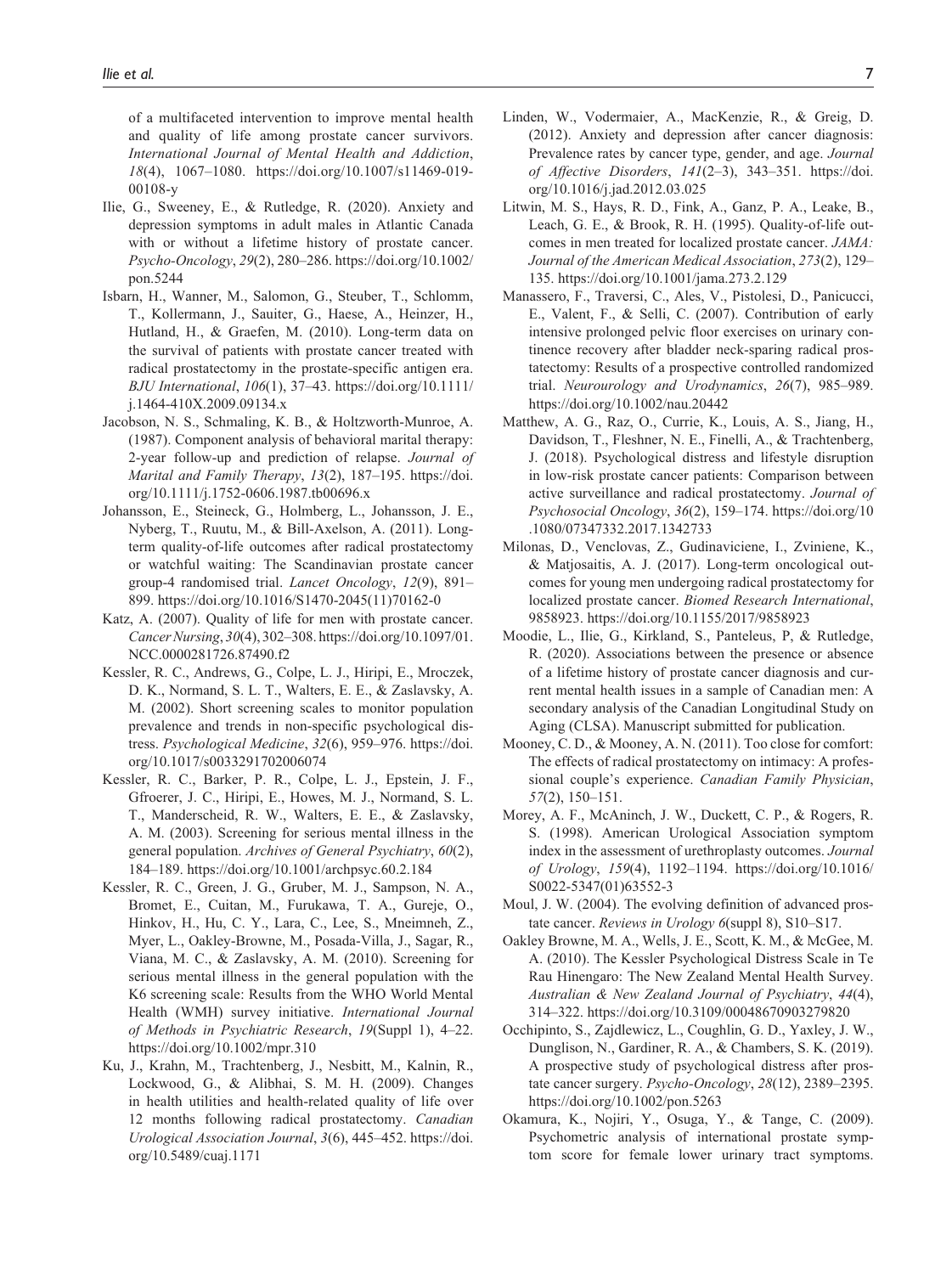of a multifaceted intervention to improve mental health and quality of life among prostate cancer survivors. *International Journal of Mental Health and Addiction*, *18*(4), 1067–1080. https://doi.org/10.1007/s11469-019-00108-y

Ilie, G., Sweeney, E., & Rutledge, R. (2020). Anxiety and depression symptoms in adult males in Atlantic Canada with or without a lifetime history of prostate cancer. *Psycho-Oncology*, *29*(2), 280–286. https://doi.org/10.1002/pon.5244

Isbarn, H., Wanner, M., Salomon, G., Steuber, T., Schlomm, T., Kollermann, J., Sauiter, G., Haese, A., Heinzer, H., Hutland, H., & Graefen, M. (2010). Long-term data on the survival of patients with prostate cancer treated with radical prostatectomy in the prostate-specific antigen era. *BJU International*, *106*(1), 37–43. https://doi.org/10.1111/j.1464-410X.2009.09134.x

Jacobson, N. S., Schmaling, K. B., & Holtzworth-Munroe, A. (1987). Component analysis of behavioral marital therapy: 2-year follow-up and prediction of relapse. *Journal of Marital and Family Therapy*, *13*(2), 187–195. https://doi.org/10.1111/j.1752-0606.1987.tb00696.x

Johansson, E., Steineck, G., Holmberg, L., Johansson, J. E., Nyberg, T., Ruutu, M., & Bill-Axelson, A. (2011). Long-term quality-of-life outcomes after radical prostatectomy or watchful waiting: The Scandinavian prostate cancer group-4 randomised trial. *Lancet Oncology*, *12*(9), 891–899. https://doi.org/10.1016/S1470-2045(11)70162-0

Katz, A. (2007). Quality of life for men with prostate cancer. *Cancer Nursing*, *30*(4), 302–308. https://doi.org/10.1097/01.NCC.0000281726.87490.f2

Kessler, R. C., Andrews, G., Colpe, L. J., Hiripi, E., Mroczek, D. K., Normand, S. L. T., Walters, E. E., & Zaslavsky, A. M. (2002). Short screening scales to monitor population prevalence and trends in non-specific psychological distress. *Psychological Medicine*, *32*(6), 959–976. https://doi.org/10.1017/s0033291702006074

Kessler, R. C., Barker, P. R., Colpe, L. J., Epstein, J. F., Gfroerer, J. C., Hiripi, E., Howes, M. J., Normand, S. L. T., Manderscheid, R. W., Walters, E. E., & Zaslavsky, A. M. (2003). Screening for serious mental illness in the general population. *Archives of General Psychiatry*, *60*(2), 184–189. https://doi.org/10.1001/archpsyc.60.2.184

Kessler, R. C., Green, J. G., Gruber, M. J., Sampson, N. A., Bromet, E., Cuitan, M., Furukawa, T. A., Gureje, O., Hinkov, H., Hu, C. Y., Lara, C., Lee, S., Mneimneh, Z., Myer, L., Oakley-Browne, M., Posada-Villa, J., Sagar, R., Viana, M. C., & Zaslavsky, A. M. (2010). Screening for serious mental illness in the general population with the K6 screening scale: Results from the WHO World Mental Health (WMH) survey initiative. *International Journal of Methods in Psychiatric Research*, *19*(Suppl 1), 4–22. https://doi.org/10.1002/mpr.310

Ku, J., Krahn, M., Trachtenberg, J., Nesbitt, M., Kalnin, R., Lockwood, G., & Alibhai, S. M. H. (2009). Changes in health utilities and health-related quality of life over 12 months following radical prostatectomy. *Canadian Urological Association Journal*, *3*(6), 445–452. https://doi.org/10.5489/cuaj.1171

Linden, W., Vodermaier, A., MacKenzie, R., & Greig, D. (2012). Anxiety and depression after cancer diagnosis: Prevalence rates by cancer type, gender, and age. *Journal of Affective Disorders*, *141*(2–3), 343–351. https://doi.org/10.1016/j.jad.2012.03.025

Litwin, M. S., Hays, R. D., Fink, A., Ganz, P. A., Leake, B., Leach, G. E., & Brook, R. H. (1995). Quality-of-life outcomes in men treated for localized prostate cancer. *JAMA: Journal of the American Medical Association*, *273*(2), 129–135. https://doi.org/10.1001/jama.273.2.129

Manassero, F., Traversi, C., Ales, V., Pistolesi, D., Panicucci, E., Valent, F., & Selli, C. (2007). Contribution of early intensive prolonged pelvic floor exercises on urinary continence recovery after bladder neck-sparing radical prostatectomy: Results of a prospective controlled randomized trial. *Neurourology and Urodynamics*, *26*(7), 985–989. https://doi.org/10.1002/nau.20442

Matthew, A. G., Raz, O., Currie, K., Louis, A. S., Jiang, H., Davidson, T., Fleshner, N. E., Finelli, A., & Trachtenberg, J. (2018). Psychological distress and lifestyle disruption in low-risk prostate cancer patients: Comparison between active surveillance and radical prostatectomy. *Journal of Psychosocial Oncology*, *36*(2), 159–174. https://doi.org/10.1080/07347332.2017.1342733

Milonas, D., Venclovas, Z., Gudinaviciene, I., Zviniene, K., & Matjosaitis, A. J. (2017). Long-term oncological outcomes for young men undergoing radical prostatectomy for localized prostate cancer. *Biomed Research International*, 9858923. https://doi.org/10.1155/2017/9858923

Moodie, L., Ilie, G., Kirkland, S., Panteleus, P, & Rutledge, R. (2020). Associations between the presence or absence of a lifetime history of prostate cancer diagnosis and current mental health issues in a sample of Canadian men: A secondary analysis of the Canadian Longitudinal Study on Aging (CLSA). Manuscript submitted for publication.

Mooney, C. D., & Mooney, A. N. (2011). Too close for comfort: The effects of radical prostatectomy on intimacy: A professional couple's experience. *Canadian Family Physician*, *57*(2), 150–151.

Morey, A. F., McAninch, J. W., Duckett, C. P., & Rogers, R. S. (1998). American Urological Association symptom index in the assessment of urethroplasty outcomes. *Journal of Urology*, *159*(4), 1192–1194. https://doi.org/10.1016/S0022-5347(01)63552-3

Moul, J. W. (2004). The evolving definition of advanced prostate cancer. *Reviews in Urology 6*(suppl 8), S10–S17.

Oakley Browne, M. A., Wells, J. E., Scott, K. M., & McGee, M. A. (2010). The Kessler Psychological Distress Scale in Te Rau Hinengaro: The New Zealand Mental Health Survey. *Australian & New Zealand Journal of Psychiatry*, *44*(4), 314–322. https://doi.org/10.3109/00048670903279820

Occhipinto, S., Zajdlewicz, L., Coughlin, G. D., Yaxley, J. W., Dunglison, N., Gardiner, R. A., & Chambers, S. K. (2019). A prospective study of psychological distress after prostate cancer surgery. *Psycho-Oncology*, *28*(12), 2389–2395. https://doi.org/10.1002/pon.5263

Okamura, K., Nojiri, Y., Osuga, Y., & Tange, C. (2009). Psychometric analysis of international prostate symptom score for female lower urinary tract symptoms.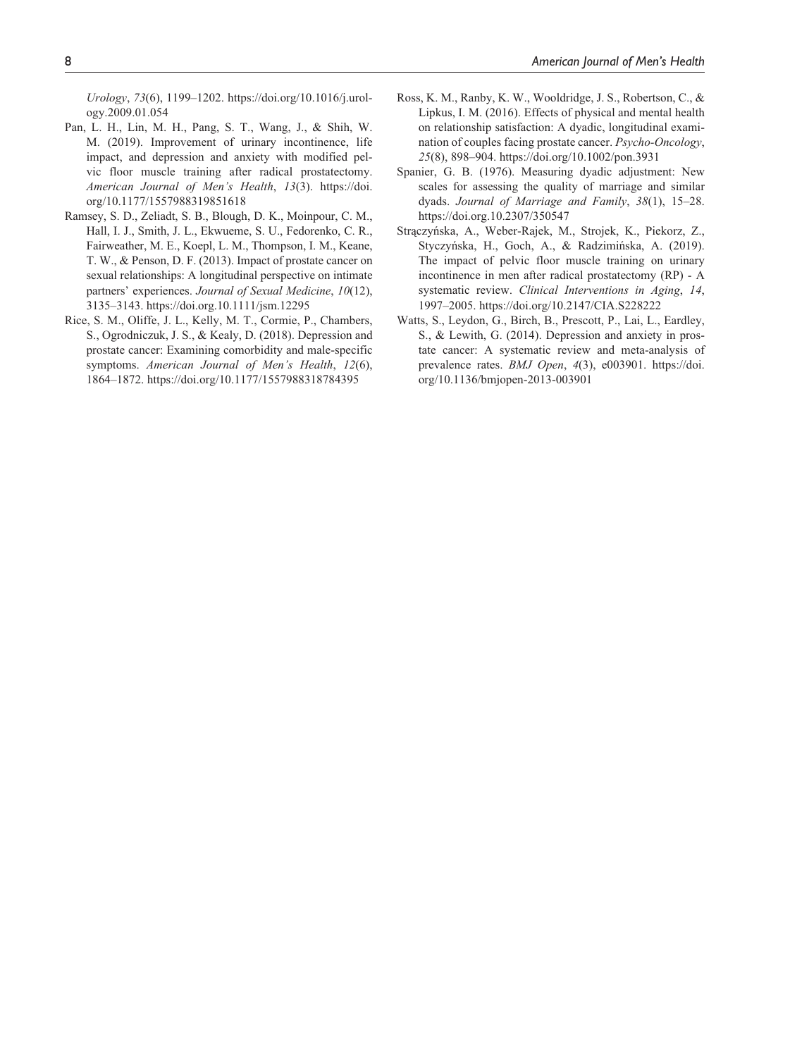*Urology*, *73*(6), 1199–1202. https://doi.org/10.1016/j.urology.2009.01.054

Pan, L. H., Lin, M. H., Pang, S. T., Wang, J., & Shih, W. M. (2019). Improvement of urinary incontinence, life impact, and depression and anxiety with modified pelvic floor muscle training after radical prostatectomy. *American Journal of Men's Health*, *13*(3). https://doi.org/10.1177/1557988319851618

Ramsey, S. D., Zeliadt, S. B., Blough, D. K., Moinpour, C. M., Hall, I. J., Smith, J. L., Ekwueme, S. U., Fedorenko, C. R., Fairweather, M. E., Koepl, L. M., Thompson, I. M., Keane, T. W., & Penson, D. F. (2013). Impact of prostate cancer on sexual relationships: A longitudinal perspective on intimate partners' experiences. *Journal of Sexual Medicine*, *10*(12), 3135–3143. https://doi.org.10.1111/jsm.12295

Rice, S. M., Oliffe, J. L., Kelly, M. T., Cormie, P., Chambers, S., Ogrodniczuk, J. S., & Kealy, D. (2018). Depression and prostate cancer: Examining comorbidity and male-specific symptoms. *American Journal of Men's Health*, *12*(6), 1864–1872. https://doi.org/10.1177/1557988318784395

Ross, K. M., Ranby, K. W., Wooldridge, J. S., Robertson, C., & Lipkus, I. M. (2016). Effects of physical and mental health on relationship satisfaction: A dyadic, longitudinal examination of couples facing prostate cancer. *Psycho-Oncology*, *25*(8), 898–904. https://doi.org/10.1002/pon.3931

Spanier, G. B. (1976). Measuring dyadic adjustment: New scales for assessing the quality of marriage and similar dyads. *Journal of Marriage and Family*, *38*(1), 15–28. https://doi.org.10.2307/350547

Strączyńska, A., Weber-Rajek, M., Strojek, K., Piekorz, Z., Styczyńska, H., Goch, A., & Radzimińska, A. (2019). The impact of pelvic floor muscle training on urinary incontinence in men after radical prostatectomy (RP) - A systematic review. *Clinical Interventions in Aging*, *14*, 1997–2005. https://doi.org/10.2147/CIA.S228222

Watts, S., Leydon, G., Birch, B., Prescott, P., Lai, L., Eardley, S., & Lewith, G. (2014). Depression and anxiety in prostate cancer: A systematic review and meta-analysis of prevalence rates. *BMJ Open*, *4*(3), e003901. https://doi.org/10.1136/bmjopen-2013-003901